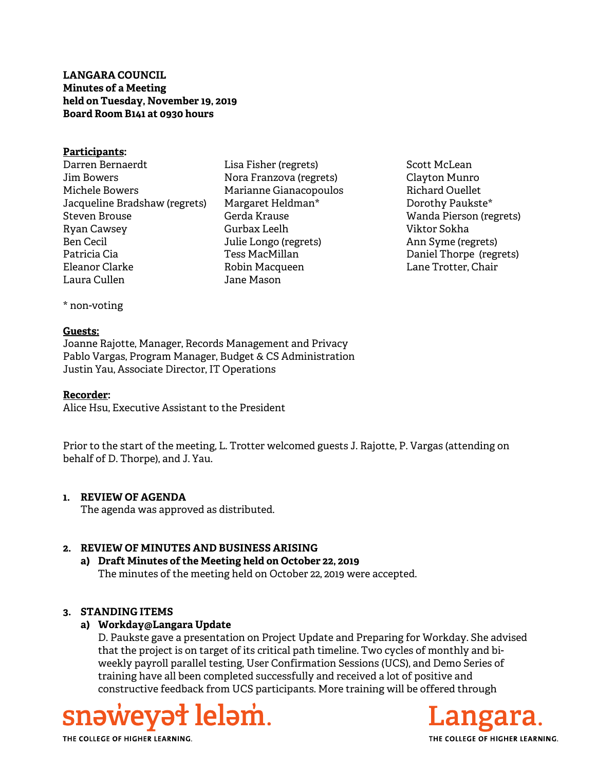**LANGARA COUNCIL**
**Minutes of a Meeting**
**held on Tuesday, November 19, 2019**
**Board Room B141 at 0930 hours**

**Participants:**

Darren Bernaerdt
Jim Bowers
Michele Bowers
Jacqueline Bradshaw (regrets)
Steven Brouse
Ryan Cawsey
Ben Cecil
Patricia Cia
Eleanor Clarke
Laura Cullen
Lisa Fisher (regrets)
Nora Franzova (regrets)
Marianne Gianacopoulos
Margaret Heldman*
Gerda Krause
Gurbax Leelh
Julie Longo (regrets)
Tess MacMillan
Robin Macqueen
Jane Mason
Scott McLean
Clayton Munro
Richard Ouellet
Dorothy Paukste*
Wanda Pierson (regrets)
Viktor Sokha
Ann Syme (regrets)
Daniel Thorpe (regrets)
Lane Trotter, Chair

\* non-voting

**Guests:**

Joanne Rajotte, Manager, Records Management and Privacy
Pablo Vargas, Program Manager, Budget & CS Administration
Justin Yau, Associate Director, IT Operations

**Recorder:**

Alice Hsu, Executive Assistant to the President

Prior to the start of the meeting, L. Trotter welcomed guests J. Rajotte, P. Vargas (attending on behalf of D. Thorpe), and J. Yau.

**1. REVIEW OF AGENDA**

The agenda was approved as distributed.

**2. REVIEW OF MINUTES AND BUSINESS ARISING**

**a) Draft Minutes of the Meeting held on October 22, 2019**

The minutes of the meeting held on October 22, 2019 were accepted.

**3. STANDING ITEMS**

**a) Workday@Langara Update**

D. Paukste gave a presentation on Project Update and Preparing for Workday. She advised that the project is on target of its critical path timeline. Two cycles of monthly and bi-weekly payroll parallel testing, User Confirmation Sessions (UCS), and Demo Series of training have all been completed successfully and received a lot of positive and constructive feedback from UCS participants. More training will be offered through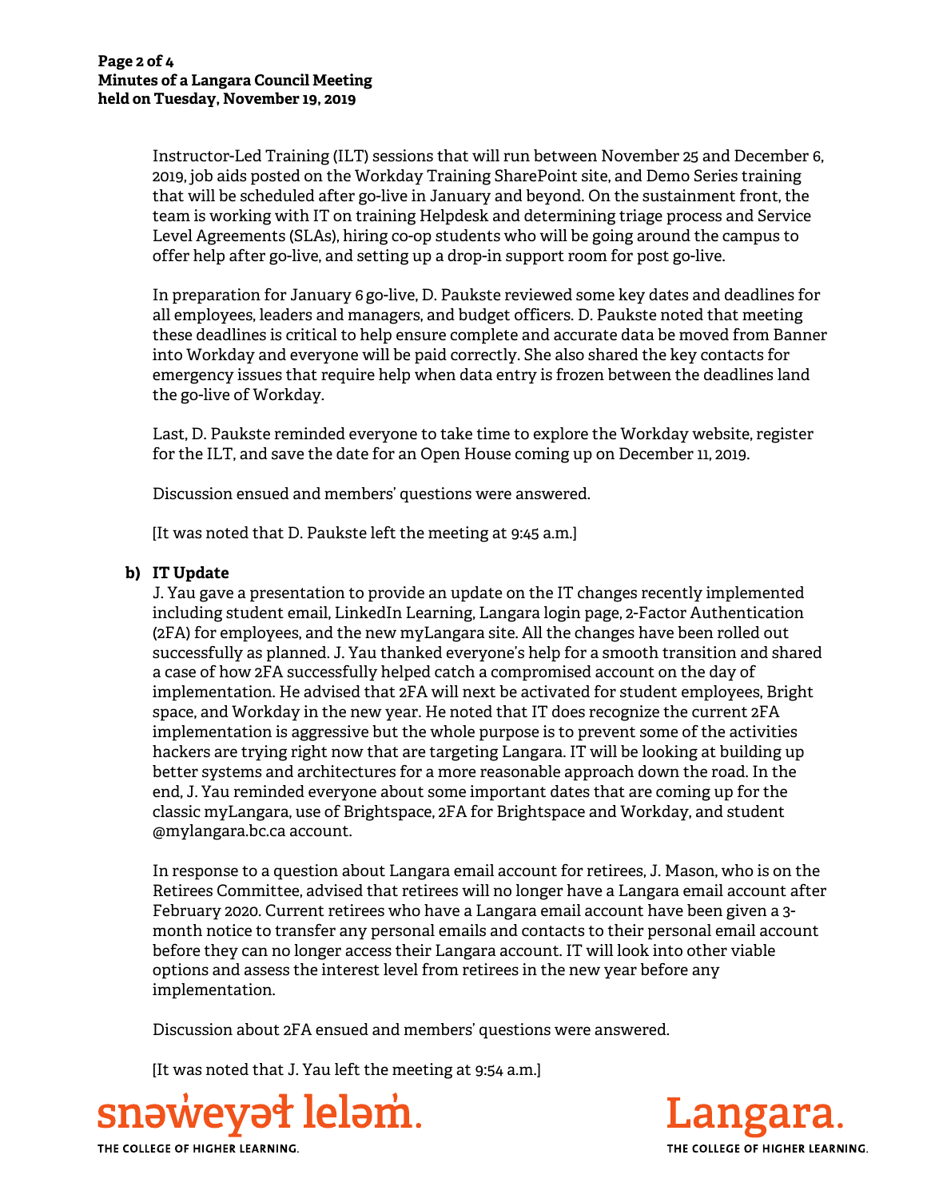Instructor-Led Training (ILT) sessions that will run between November 25 and December 6, 2019, job aids posted on the Workday Training SharePoint site, and Demo Series training that will be scheduled after go-live in January and beyond. On the sustainment front, the team is working with IT on training Helpdesk and determining triage process and Service Level Agreements (SLAs), hiring co-op students who will be going around the campus to offer help after go-live, and setting up a drop-in support room for post go-live.

In preparation for January 6 go-live, D. Paukste reviewed some key dates and deadlines for all employees, leaders and managers, and budget officers. D. Paukste noted that meeting these deadlines is critical to help ensure complete and accurate data be moved from Banner into Workday and everyone will be paid correctly. She also shared the key contacts for emergency issues that require help when data entry is frozen between the deadlines land the go-live of Workday.

Last, D. Paukste reminded everyone to take time to explore the Workday website, register for the ILT, and save the date for an Open House coming up on December 11, 2019.

Discussion ensued and members' questions were answered.

[It was noted that D. Paukste left the meeting at 9:45 a.m.]

**b) IT Update**

J. Yau gave a presentation to provide an update on the IT changes recently implemented including student email, LinkedIn Learning, Langara login page, 2-Factor Authentication (2FA) for employees, and the new myLangara site. All the changes have been rolled out successfully as planned. J. Yau thanked everyone's help for a smooth transition and shared a case of how 2FA successfully helped catch a compromised account on the day of implementation. He advised that 2FA will next be activated for student employees, Bright space, and Workday in the new year. He noted that IT does recognize the current 2FA implementation is aggressive but the whole purpose is to prevent some of the activities hackers are trying right now that are targeting Langara. IT will be looking at building up better systems and architectures for a more reasonable approach down the road. In the end, J. Yau reminded everyone about some important dates that are coming up for the classic myLangara, use of Brightspace, 2FA for Brightspace and Workday, and student @mylangara.bc.ca account.

In response to a question about Langara email account for retirees, J. Mason, who is on the Retirees Committee, advised that retirees will no longer have a Langara email account after February 2020. Current retirees who have a Langara email account have been given a 3-month notice to transfer any personal emails and contacts to their personal email account before they can no longer access their Langara account. IT will look into other viable options and assess the interest level from retirees in the new year before any implementation.

Discussion about 2FA ensued and members' questions were answered.

[It was noted that J. Yau left the meeting at 9:54 a.m.]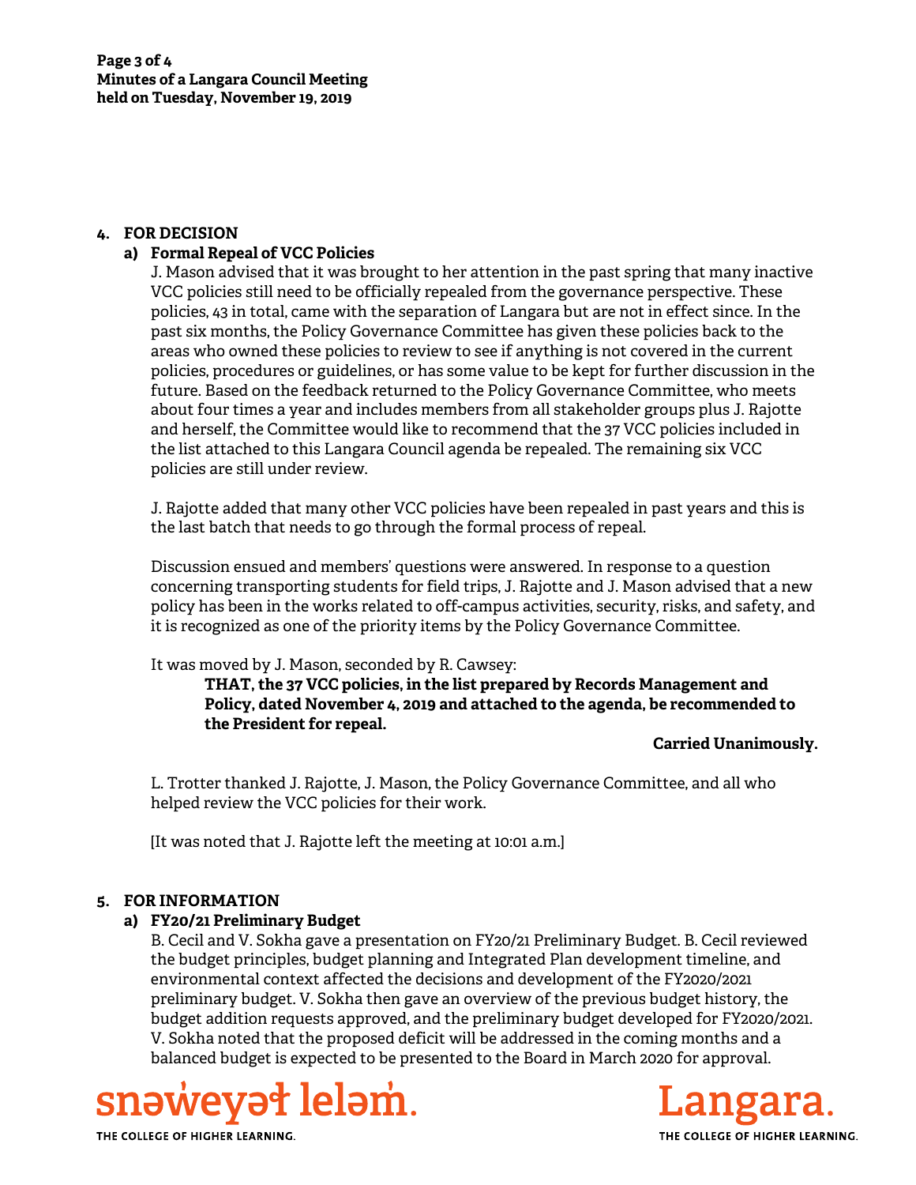## 4. FOR DECISION

### a) Formal Repeal of VCC Policies

J. Mason advised that it was brought to her attention in the past spring that many inactive VCC policies still need to be officially repealed from the governance perspective. These policies, 43 in total, came with the separation of Langara but are not in effect since. In the past six months, the Policy Governance Committee has given these policies back to the areas who owned these policies to review to see if anything is not covered in the current policies, procedures or guidelines, or has some value to be kept for further discussion in the future. Based on the feedback returned to the Policy Governance Committee, who meets about four times a year and includes members from all stakeholder groups plus J. Rajotte and herself, the Committee would like to recommend that the 37 VCC policies included in the list attached to this Langara Council agenda be repealed. The remaining six VCC policies are still under review.

J. Rajotte added that many other VCC policies have been repealed in past years and this is the last batch that needs to go through the formal process of repeal.

Discussion ensued and members' questions were answered. In response to a question concerning transporting students for field trips, J. Rajotte and J. Mason advised that a new policy has been in the works related to off-campus activities, security, risks, and safety, and it is recognized as one of the priority items by the Policy Governance Committee.

It was moved by J. Mason, seconded by R. Cawsey:

> **THAT, the 37 VCC policies, in the list prepared by Records Management and Policy, dated November 4, 2019 and attached to the agenda, be recommended to the President for repeal.**

**Carried Unanimously.**

L. Trotter thanked J. Rajotte, J. Mason, the Policy Governance Committee, and all who helped review the VCC policies for their work.

[It was noted that J. Rajotte left the meeting at 10:01 a.m.]

## 5. FOR INFORMATION

### a) FY20/21 Preliminary Budget

B. Cecil and V. Sokha gave a presentation on FY20/21 Preliminary Budget. B. Cecil reviewed the budget principles, budget planning and Integrated Plan development timeline, and environmental context affected the decisions and development of the FY2020/2021 preliminary budget. V. Sokha then gave an overview of the previous budget history, the budget addition requests approved, and the preliminary budget developed for FY2020/2021. V. Sokha noted that the proposed deficit will be addressed in the coming months and a balanced budget is expected to be presented to the Board in March 2020 for approval.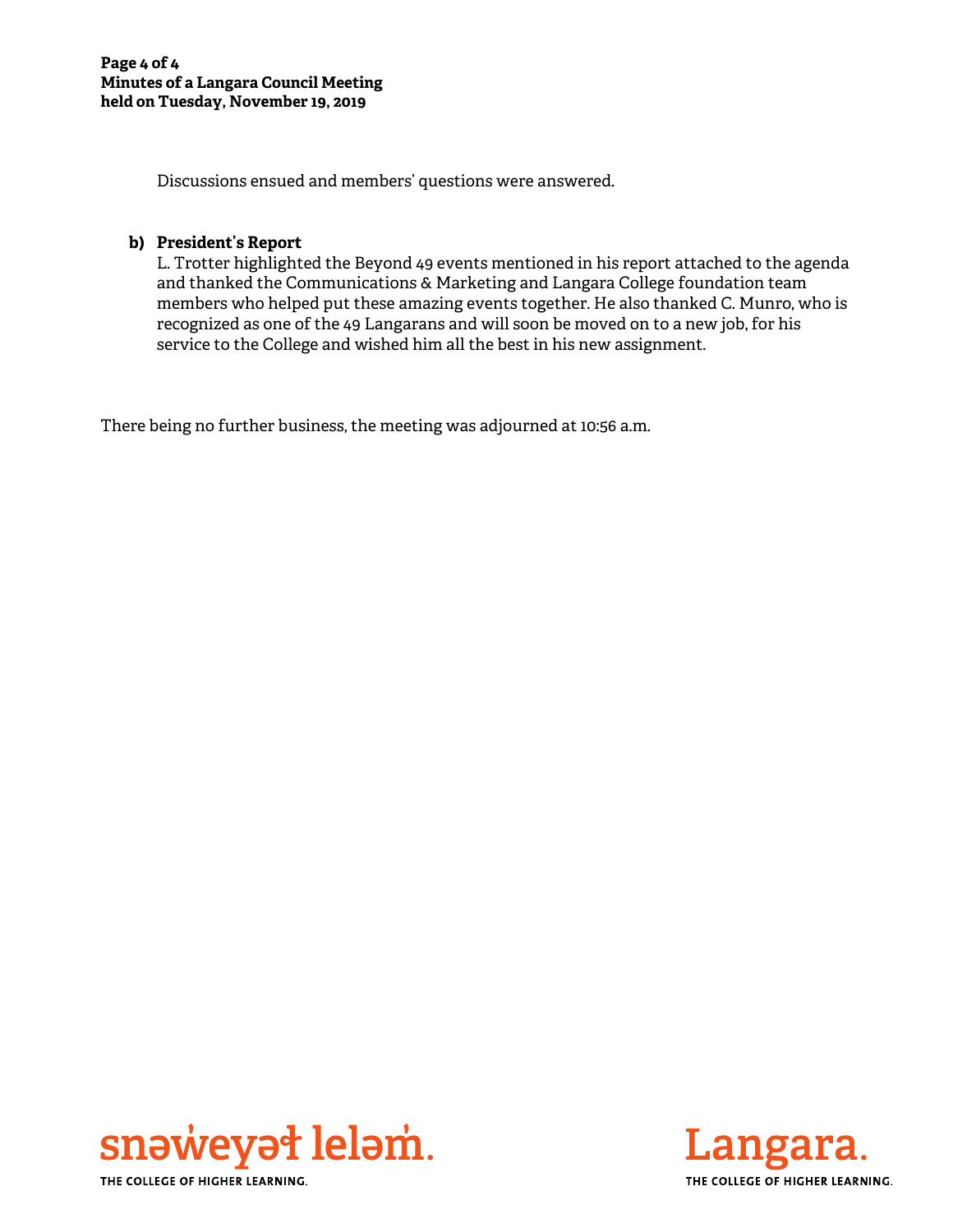Discussions ensued and members' questions were answered.

**b) President's Report**

L. Trotter highlighted the Beyond 49 events mentioned in his report attached to the agenda and thanked the Communications & Marketing and Langara College foundation team members who helped put these amazing events together. He also thanked C. Munro, who is recognized as one of the 49 Langarans and will soon be moved on to a new job, for his service to the College and wished him all the best in his new assignment.

There being no further business, the meeting was adjourned at 10:56 a.m.